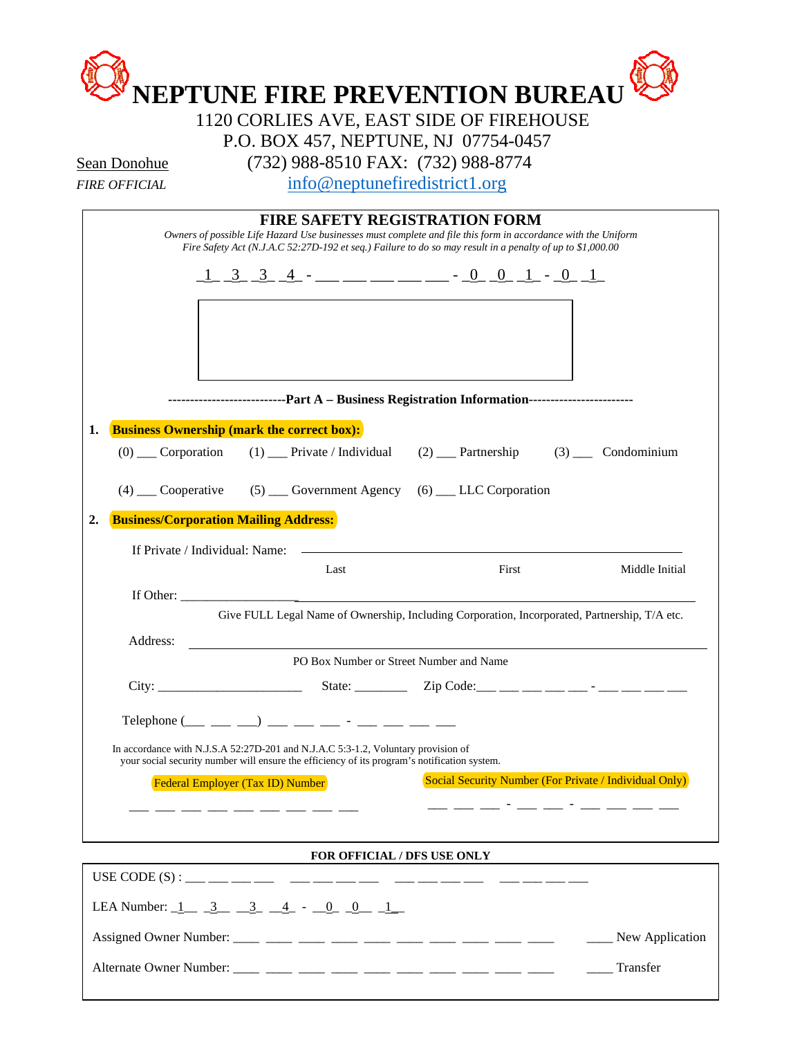# NEPTUNE FIRE PREVENTION BUREAU

1120 CORLIES AVE, EAST SIDE OF FIREHOUSE
P.O. BOX 457, NEPTUNE, NJ 07754-0457
(732) 988-8510 FAX: (732) 988-8774
info@neptunefiredistrict1.org

Sean Donohue
*FIRE OFFICIAL*

## FIRE SAFETY REGISTRATION FORM

*Owners of possible Life Hazard Use businesses must complete and file this form in accordance with the Uniform Fire Safety Act (N.J.A.C 52:27D-192 et seq.) Failure to do so may result in a penalty of up to $1,000.00*

_1_ _3_ _3_ _4_ - ___ ___ ___ ___ ___ - _0_ _0_ _1_ - _0_ _1_

---------------------------**Part A – Business Registration Information**------------------------

**1. Business Ownership (mark the correct box):**

(0) ___ Corporation (1) ___ Private / Individual (2) ___ Partnership (3) ___ Condominium

(4) ___ Cooperative (5) ___ Government Agency (6) ___ LLC Corporation

**2. Business/Corporation Mailing Address:**

If Private / Individual: Name: ______________________________________________
Last First Middle Initial

If Other: ______________________________________________________________
Give FULL Legal Name of Ownership, Including Corporation, Incorporated, Partnership, T/A etc.

Address: ______________________________________________________________
PO Box Number or Street Number and Name

City: ______________________ State: ________ Zip Code:___ ___ ___ ___ ___ - ___ ___ ___ ___

Telephone (___ ___ ___) ___ ___ ___ - ___ ___ ___ ___

In accordance with N.J.S.A 52:27D-201 and N.J.A.C 5:3-1.2, Voluntary provision of your social security number will ensure the efficiency of its program's notification system.

Federal Employer (Tax ID) Number
___ ___ ___ ___ ___ ___ ___ ___ ___

Social Security Number (For Private / Individual Only)
___ ___ ___ - ___ ___ - ___ ___ ___ ___

**FOR OFFICIAL / DFS USE ONLY**

USE CODE (S) : ___ ___ ___ ___ ___ ___ ___ ___ ___ ___ ___ ___ ___ ___ ___ ___

LEA Number: _1_ _3_ _3_ _4_ - _0_ _0_ _1_

Assigned Owner Number: ___ ___ ___ ___ ___ ___ ___ ___ ___ ___ ____ New Application

Alternate Owner Number: ___ ___ ___ ___ ___ ___ ___ ___ ___ ___ ____ Transfer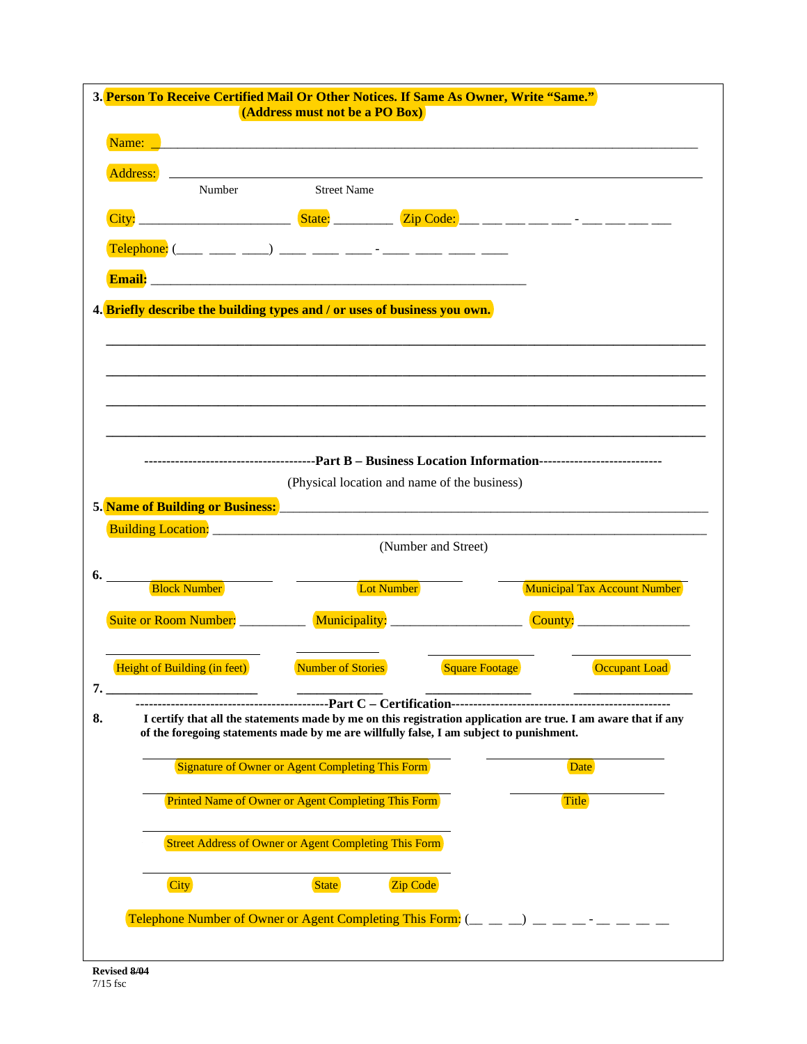**3. Person To Receive Certified Mail Or Other Notices. If Same As Owner, Write "Same."**
**(Address must not be a PO Box)**

Name: ______________________________________________________________________

Address: ____________________________________________________________________

Number Street Name

City: ______________________ State: ________ Zip Code: ___ ___ ___ ___ ___ - ___ ___ ___ ___

Telephone: (___ ___ ___) ___ ___ ___ - ___ ___ ___ ___

**Email:** ____________________________________________________

**4. Briefly describe the building types and / or uses of business you own.**

______________________________________________________________________________

______________________________________________________________________________

______________________________________________________________________________

______________________________________________________________________________

**--------------------------------------Part B – Business Location Information---------------------------**

(Physical location and name of the business)

**5. Name of Building or Business:** ______________________________________________________

Building Location: ______________________________________________________________

(Number and Street)

**6.** ______________________ ______________________ ______________________

Block Number Lot Number Municipal Tax Account Number

Suite or Room Number: __________ Municipality: ___________________ County: ________________

______________________ ____________ ______________ ________________

Height of Building (in feet) Number of Stories Square Footage Occupant Load

**7.** ______________________ ____________ ______________ ________________

**-------------------------------------------Part C – Certification-------------------------------------------**

**8.** **I certify that all the statements made by me on this registration application are true. I am aware that if any of the foregoing statements made by me are willfully false, I am subject to punishment.**

__________________________________________ ________________________

Signature of Owner or Agent Completing This Form Date

__________________________________________ ________________________

Printed Name of Owner or Agent Completing This Form Title

__________________________________________

Street Address of Owner or Agent Completing This Form

__________________________________________

City State Zip Code

Telephone Number of Owner or Agent Completing This Form: (__ __ __) __ __ __ - __ __ __ __

**Revised ~~8/04~~**
7/15 fsc